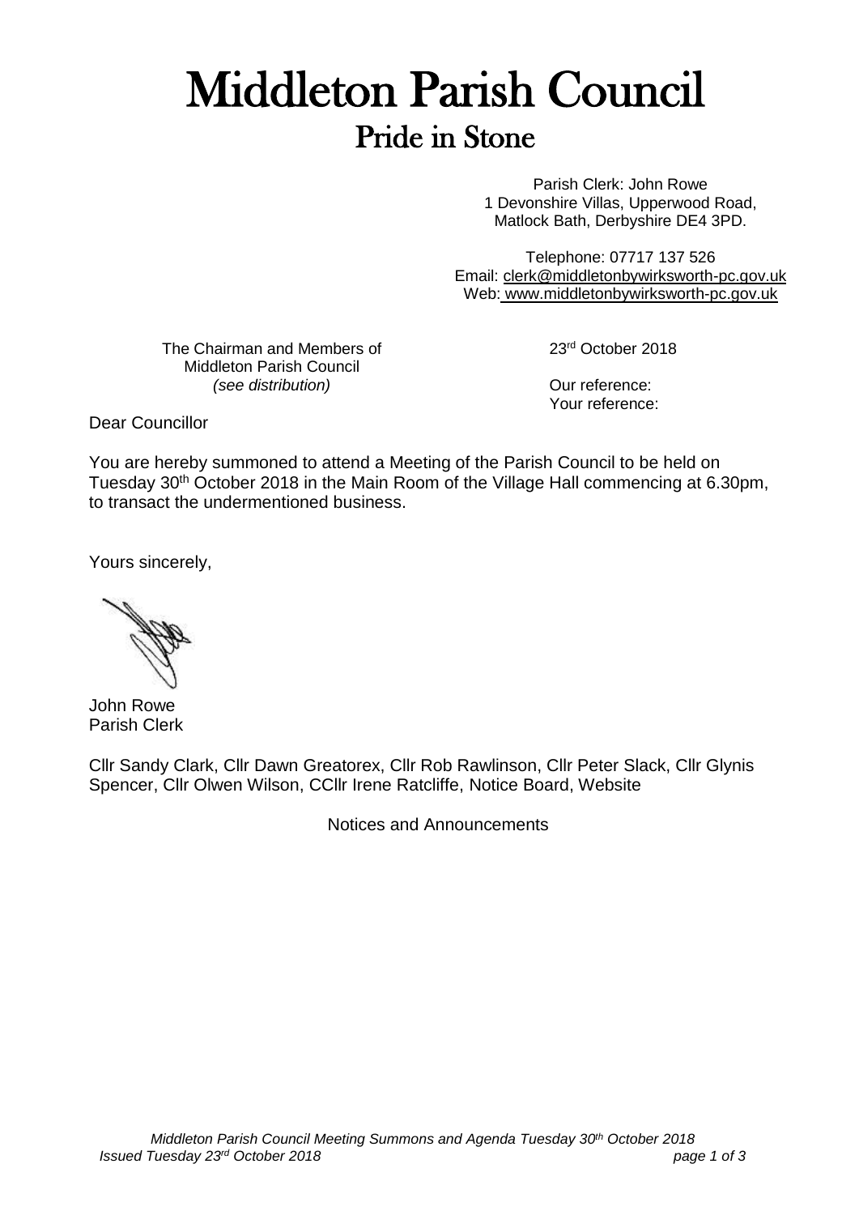# Middleton Parish Council

## Pride in Stone

Parish Clerk: John Rowe
1 Devonshire Villas, Upperwood Road,
Matlock Bath, Derbyshire DE4 3PD.

Telephone: 07717 137 526
Email: clerk@middletonbywirksworth-pc.gov.uk
Web: www.middletonbywirksworth-pc.gov.uk

The Chairman and Members of
Middleton Parish Council
*(see distribution)*

23rd October 2018

Our reference:
Your reference:

Dear Councillor

You are hereby summoned to attend a Meeting of the Parish Council to be held on Tuesday 30th October 2018 in the Main Room of the Village Hall commencing at 6.30pm, to transact the undermentioned business.

Yours sincerely,

John Rowe
Parish Clerk

Cllr Sandy Clark, Cllr Dawn Greatorex, Cllr Rob Rawlinson, Cllr Peter Slack, Cllr Glynis Spencer, Cllr Olwen Wilson, CCllr Irene Ratcliffe, Notice Board, Website

Notices and Announcements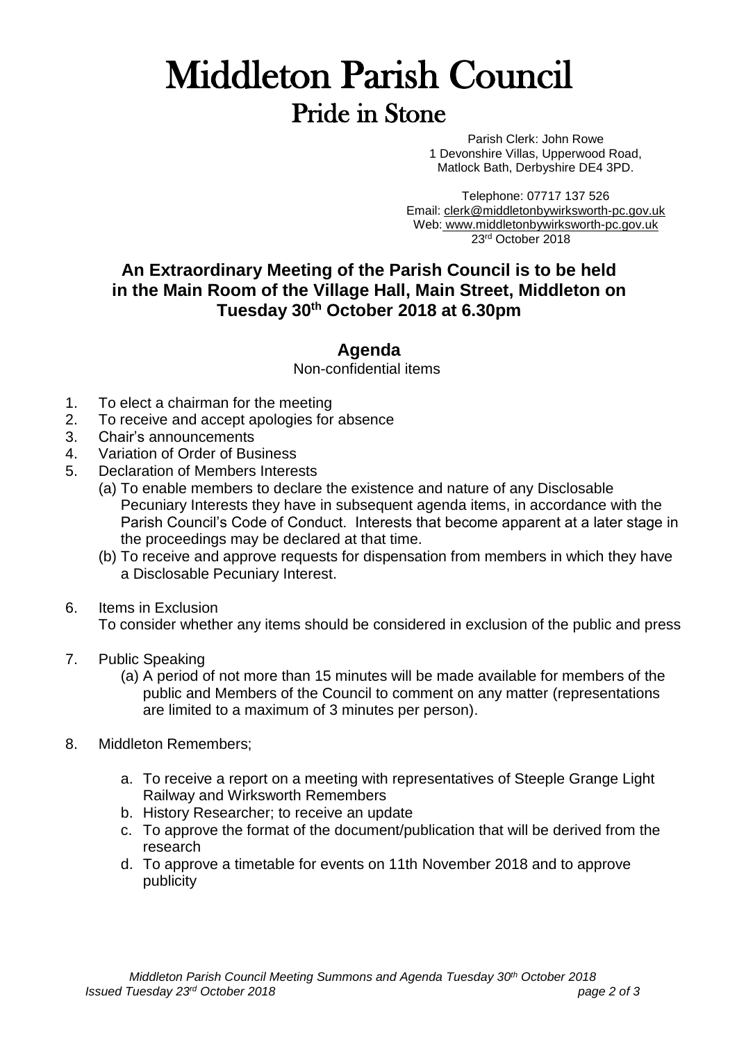# Middleton Parish Council

## Pride in Stone

Parish Clerk: John Rowe
1 Devonshire Villas, Upperwood Road,
Matlock Bath, Derbyshire DE4 3PD.

Telephone: 07717 137 526
Email: clerk@middletonbywirksworth-pc.gov.uk
Web: www.middletonbywirksworth-pc.gov.uk
23rd October 2018

**An Extraordinary Meeting of the Parish Council is to be held in the Main Room of the Village Hall, Main Street, Middleton on Tuesday 30th October 2018 at 6.30pm**

## Agenda

Non-confidential items

1. To elect a chairman for the meeting
2. To receive and accept apologies for absence
3. Chair's announcements
4. Variation of Order of Business
5. Declaration of Members Interests
   (a) To enable members to declare the existence and nature of any Disclosable Pecuniary Interests they have in subsequent agenda items, in accordance with the Parish Council's Code of Conduct. Interests that become apparent at a later stage in the proceedings may be declared at that time.
   (b) To receive and approve requests for dispensation from members in which they have a Disclosable Pecuniary Interest.
6. Items in Exclusion
   To consider whether any items should be considered in exclusion of the public and press
7. Public Speaking
   (a) A period of not more than 15 minutes will be made available for members of the public and Members of the Council to comment on any matter (representations are limited to a maximum of 3 minutes per person).
8. Middleton Remembers;
   a. To receive a report on a meeting with representatives of Steeple Grange Light Railway and Wirksworth Remembers
   b. History Researcher; to receive an update
   c. To approve the format of the document/publication that will be derived from the research
   d. To approve a timetable for events on 11th November 2018 and to approve publicity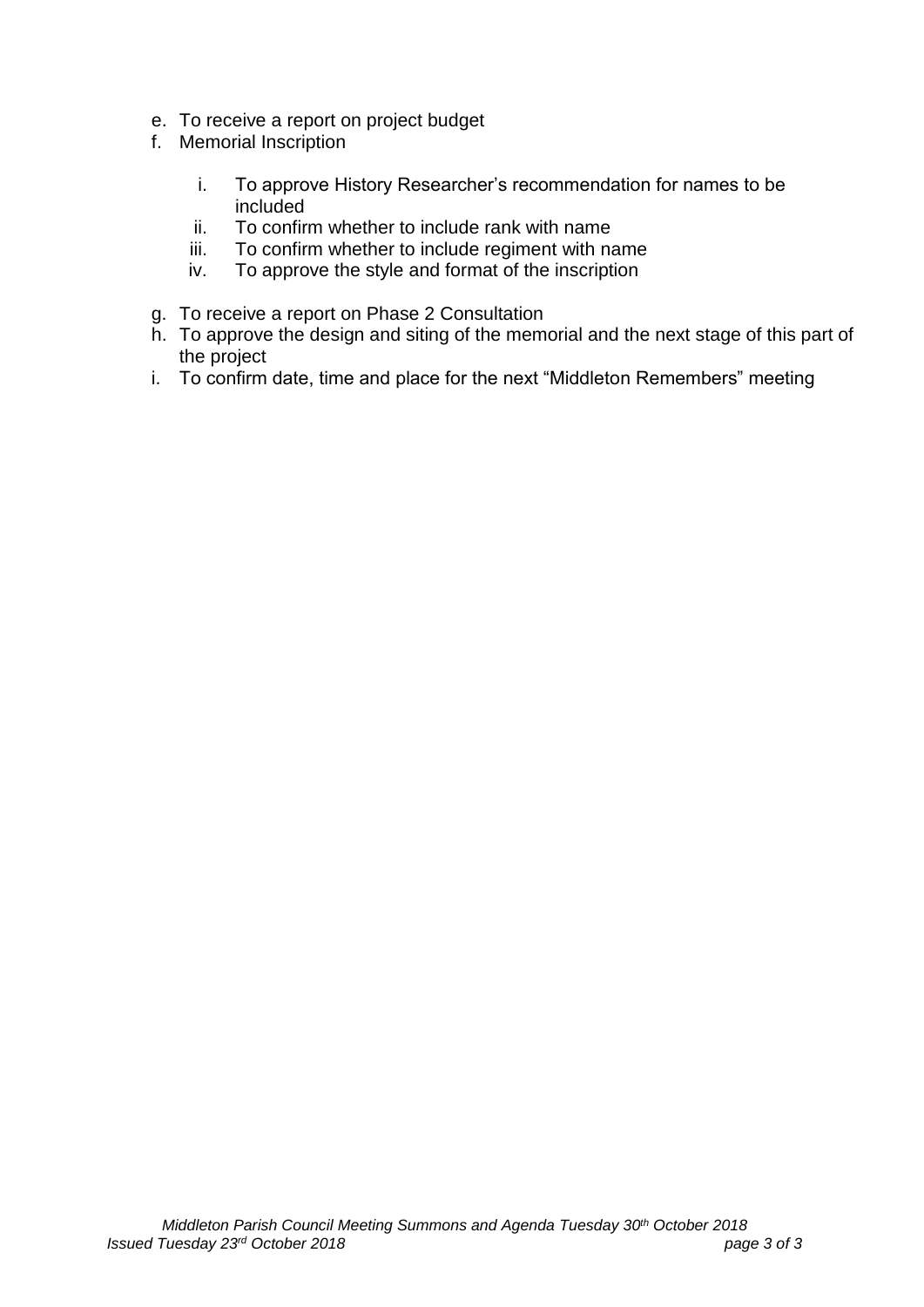e. To receive a report on project budget
f. Memorial Inscription

    i. To approve History Researcher's recommendation for names to be included
    ii. To confirm whether to include rank with name
    iii. To confirm whether to include regiment with name
    iv. To approve the style and format of the inscription

g. To receive a report on Phase 2 Consultation
h. To approve the design and siting of the memorial and the next stage of this part of the project
i. To confirm date, time and place for the next "Middleton Remembers" meeting